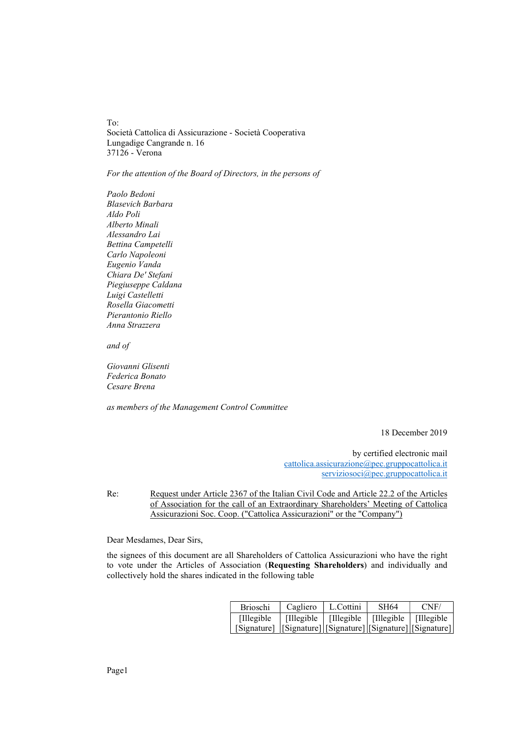To:
Società Cattolica di Assicurazione - Società Cooperativa
Lungadige Cangrande n. 16
37126 - Verona

*For the attention of the Board of Directors, in the persons of*

*Paolo Bedoni*
*Blasevich Barbara*
*Aldo Poli*
*Alberto Minali*
*Alessandro Lai*
*Bettina Campetelli*
*Carlo Napoleoni*
*Eugenio Vanda*
*Chiara De' Stefani*
*Piegiuseppe Caldana*
*Luigi Castelletti*
*Rosella Giacometti*
*Pierantonio Riello*
*Anna Strazzera*

*and of*

*Giovanni Glisenti*
*Federica Bonato*
*Cesare Brena*

*as members of the Management Control Committee*

18 December 2019

by certified electronic mail
cattolica.assicurazione@pec.gruppocattolica.it
serviziosoci@pec.gruppocattolica.it

Re: Request under Article 2367 of the Italian Civil Code and Article 22.2 of the Articles of Association for the call of an Extraordinary Shareholders' Meeting of Cattolica Assicurazioni Soc. Coop. ("Cattolica Assicurazioni" or the "Company")

Dear Mesdames, Dear Sirs,

the signees of this document are all Shareholders of Cattolica Assicurazioni who have the right to vote under the Articles of Association (**Requesting Shareholders**) and individually and collectively hold the shares indicated in the following table

| Brioschi | Cagliero | L.Cottini | SH64 | CNF/ |
|---|---|---|---|---|
| [Illegible [Signature] | [Illegible [Signature] | [Illegible [Signature] | [Illegible [Signature] | [Illegible [Signature] |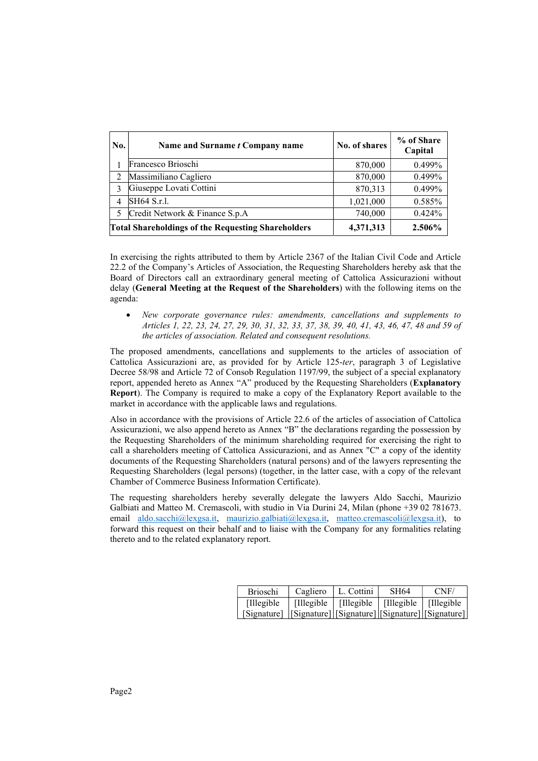| No. | Name and Surname *t* Company name | No. of shares | % of Share Capital |
|---|---|---|---|
| 1 | Francesco Brioschi | 870,000 | 0.499% |
| 2 | Massimiliano Cagliero | 870,000 | 0.499% |
| 3 | Giuseppe Lovati Cottini | 870,313 | 0.499% |
| 4 | SH64 S.r.l. | 1,021,000 | 0.585% |
| 5 | Credit Network & Finance S.p.A | 740,000 | 0.424% |
| **Total Shareholdings of the Requesting Shareholders** | | **4,371,313** | **2.506%** |

In exercising the rights attributed to them by Article 2367 of the Italian Civil Code and Article 22.2 of the Company's Articles of Association, the Requesting Shareholders hereby ask that the Board of Directors call an extraordinary general meeting of Cattolica Assicurazioni without delay (**General Meeting at the Request of the Shareholders**) with the following items on the agenda:

- *New corporate governance rules: amendments, cancellations and supplements to Articles 1, 22, 23, 24, 27, 29, 30, 31, 32, 33, 37, 38, 39, 40, 41, 43, 46, 47, 48 and 59 of the articles of association. Related and consequent resolutions.*

The proposed amendments, cancellations and supplements to the articles of association of Cattolica Assicurazioni are, as provided for by Article 125-*ter*, paragraph 3 of Legislative Decree 58/98 and Article 72 of Consob Regulation 1197/99, the subject of a special explanatory report, appended hereto as Annex "A" produced by the Requesting Shareholders (**Explanatory Report**). The Company is required to make a copy of the Explanatory Report available to the market in accordance with the applicable laws and regulations.

Also in accordance with the provisions of Article 22.6 of the articles of association of Cattolica Assicurazioni, we also append hereto as Annex "B" the declarations regarding the possession by the Requesting Shareholders of the minimum shareholding required for exercising the right to call a shareholders meeting of Cattolica Assicurazioni, and as Annex "C" a copy of the identity documents of the Requesting Shareholders (natural persons) and of the lawyers representing the Requesting Shareholders (legal persons) (together, in the latter case, with a copy of the relevant Chamber of Commerce Business Information Certificate).

The requesting shareholders hereby severally delegate the lawyers Aldo Sacchi, Maurizio Galbiati and Matteo M. Cremascoli, with studio in Via Durini 24, Milan (phone +39 02 781673. email aldo.sacchi@lexgsa.it, maurizio.galbiati@lexgsa.it, matteo.cremascoli@lexgsa.it), to forward this request on their behalf and to liaise with the Company for any formalities relating thereto and to the related explanatory report.

| Brioschi | Cagliero | L. Cottini | SH64 | CNF/ |
|---|---|---|---|---|
| [Illegible [Signature] | [Illegible [Signature] | [Illegible [Signature] | [Illegible [Signature] | [Illegible [Signature] |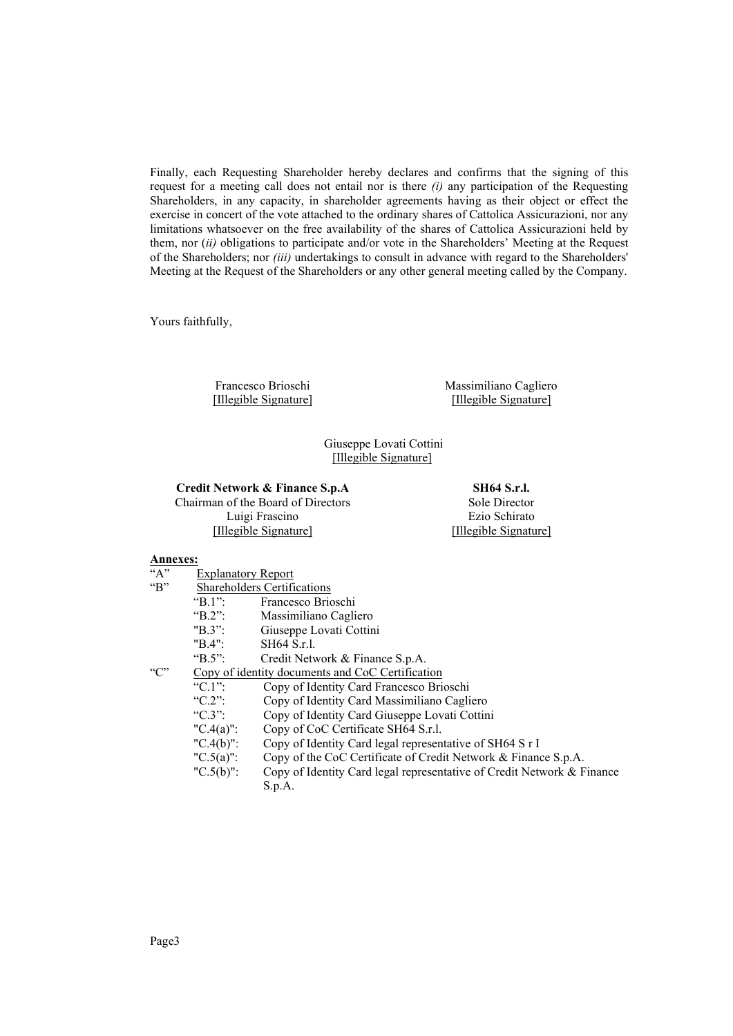Finally, each Requesting Shareholder hereby declares and confirms that the signing of this request for a meeting call does not entail nor is there *(i)* any participation of the Requesting Shareholders, in any capacity, in shareholder agreements having as their object or effect the exercise in concert of the vote attached to the ordinary shares of Cattolica Assicurazioni, nor any limitations whatsoever on the free availability of the shares of Cattolica Assicurazioni held by them, nor (*ii)* obligations to participate and/or vote in the Shareholders' Meeting at the Request of the Shareholders; nor *(iii)* undertakings to consult in advance with regard to the Shareholders' Meeting at the Request of the Shareholders or any other general meeting called by the Company.

Yours faithfully,

Francesco Brioschi
[Illegible Signature]

Massimiliano Cagliero
[Illegible Signature]

Giuseppe Lovati Cottini
[Illegible Signature]

**Credit Network & Finance S.p.A**
Chairman of the Board of Directors
Luigi Frascino
[Illegible Signature]

**SH64 S.r.l.**
Sole Director
Ezio Schirato
[Illegible Signature]

**Annexes:**

"A" Explanatory Report

"B" Shareholders Certifications

- "B.1": Francesco Brioschi
- "B.2": Massimiliano Cagliero
- "B.3": Giuseppe Lovati Cottini
- "B.4": SH64 S.r.l.
- "B.5": Credit Network & Finance S.p.A.

"C" Copy of identity documents and CoC Certification

- "C.1": Copy of Identity Card Francesco Brioschi
- "C.2": Copy of Identity Card Massimiliano Cagliero
- "C.3": Copy of Identity Card Giuseppe Lovati Cottini
- "C.4(a)": Copy of CoC Certificate SH64 S.r.l.
- "C.4(b)": Copy of Identity Card legal representative of SH64 S r I
- "C.5(a)": Copy of the CoC Certificate of Credit Network & Finance S.p.A.
- "C.5(b)": Copy of Identity Card legal representative of Credit Network & Finance S.p.A.